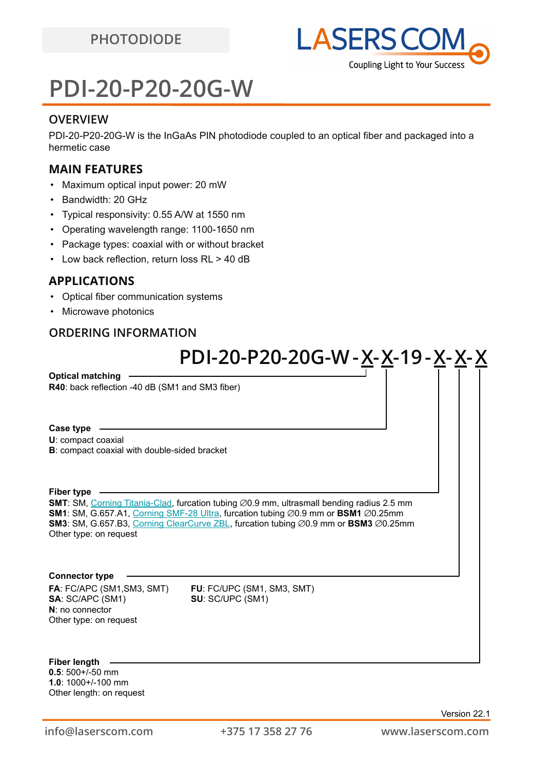PHOTODIODE

LASERS COM
Coupling Light to Your Success

# PDI-20-P20-20G-W

## OVERVIEW

PDI-20-P20-20G-W is the InGaAs PIN photodiode coupled to an optical fiber and packaged into a hermetic case

## MAIN FEATURES

- Maximum optical input power: 20 mW
- Bandwidth: 20 GHz
- Typical responsivity: 0.55 A/W at 1550 nm
- Operating wavelength range: 1100-1650 nm
- Package types: coaxial with or without bracket
- Low back reflection, return loss RL > 40 dB

## APPLICATIONS

- Optical fiber communication systems
- Microwave photonics

## ORDERING INFORMATION

**PDI-20-P20-20G-W - X - X - 19 - X - X - X**

**Optical matching**
**R40**: back reflection -40 dB (SM1 and SM3 fiber)

**Case type**
**U**: compact coaxial
**B**: compact coaxial with double-sided bracket

**Fiber type**
**SMT**: SM, Corning Titania-Clad, furcation tubing ∅0.9 mm, ultrasmall bending radius 2.5 mm
**SM1**: SM, G.657.A1, Corning SMF-28 Ultra, furcation tubing ∅0.9 mm or **BSM1** ∅0.25mm
**SM3**: SM, G.657.B3, Corning ClearCurve ZBL, furcation tubing ∅0.9 mm or **BSM3** ∅0.25mm
Other type: on request

**Connector type**
**FA**: FC/APC (SM1,SM3, SMT)
**FU**: FC/UPC (SM1, SM3, SMT)
**SA**: SC/APC (SM1)
**SU**: SC/UPC (SM1)
**N**: no connector
Other type: on request

**Fiber length**
**0.5**: 500+/-50 mm
**1.0**: 1000+/-100 mm
Other length: on request

Version 22.1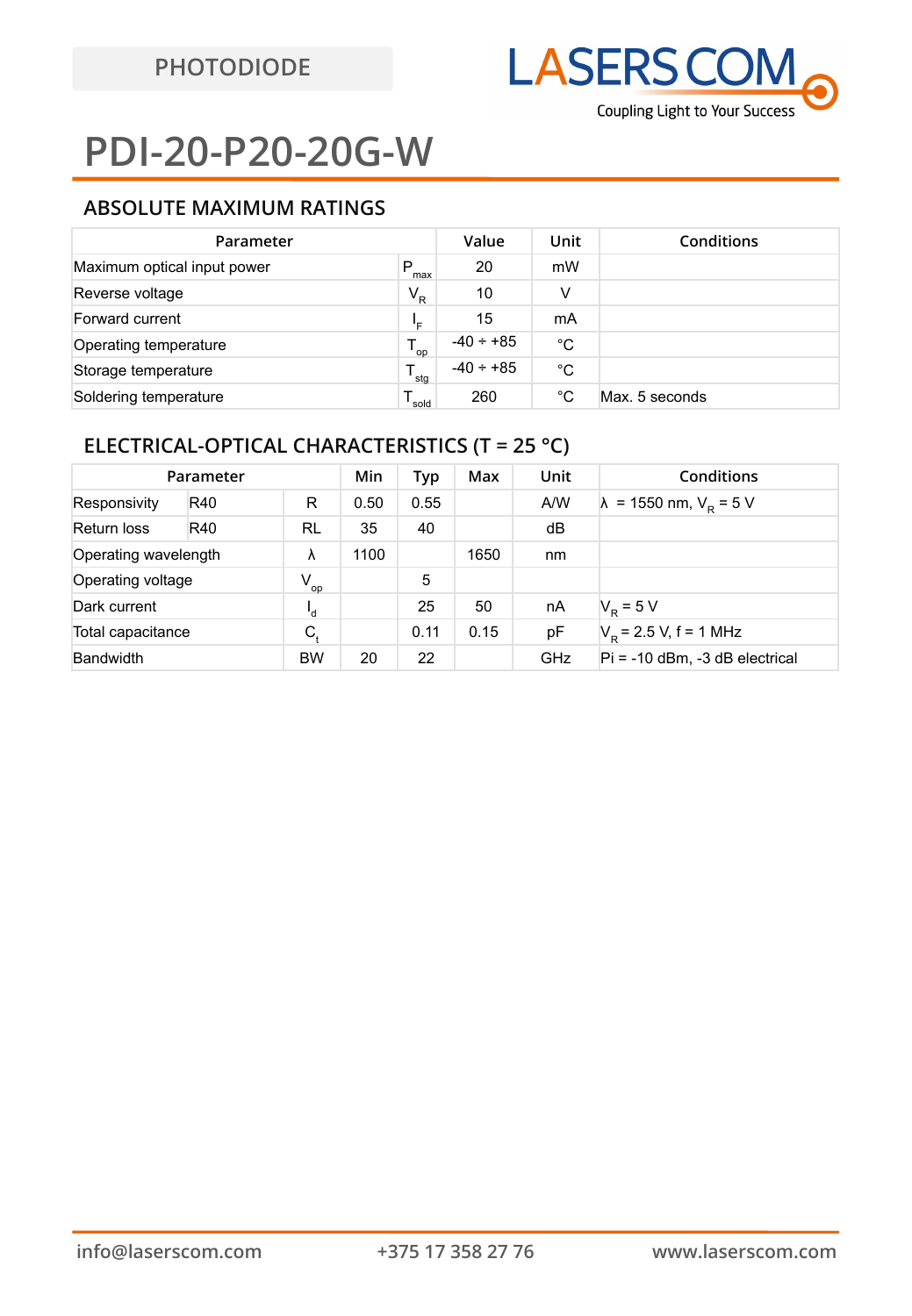PHOTODIODE

# PDI-20-P20-20G-W

## ABSOLUTE MAXIMUM RATINGS

| Parameter | | Value | Unit | Conditions |
|---|---|---|---|---|
| Maximum optical input power | $P_{max}$ | 20 | mW | |
| Reverse voltage | $V_R$ | 10 | V | |
| Forward current | $I_F$ | 15 | mA | |
| Operating temperature | $T_{op}$ | -40 ÷ +85 | °C | |
| Storage temperature | $T_{stg}$ | -40 ÷ +85 | °C | |
| Soldering temperature | $T_{sold}$ | 260 | °C | Max. 5 seconds |

## ELECTRICAL-OPTICAL CHARACTERISTICS (T = 25 °C)

| Parameter | | | Min | Typ | Max | Unit | Conditions |
|---|---|---|---|---|---|---|---|
| Responsivity | R40 | R | 0.50 | 0.55 | | A/W | λ = 1550 nm, $V_R$ = 5 V |
| Return loss | R40 | RL | 35 | 40 | | dB | |
| Operating wavelength | | λ | 1100 | | 1650 | nm | |
| Operating voltage | | $V_{op}$ | | 5 | | | |
| Dark current | | $I_d$ | | 25 | 50 | nA | $V_R$ = 5 V |
| Total capacitance | | $C_t$ | | 0.11 | 0.15 | pF | $V_R$ = 2.5 V, f = 1 MHz |
| Bandwidth | | BW | 20 | 22 | | GHz | Pi = -10 dBm, -3 dB electrical |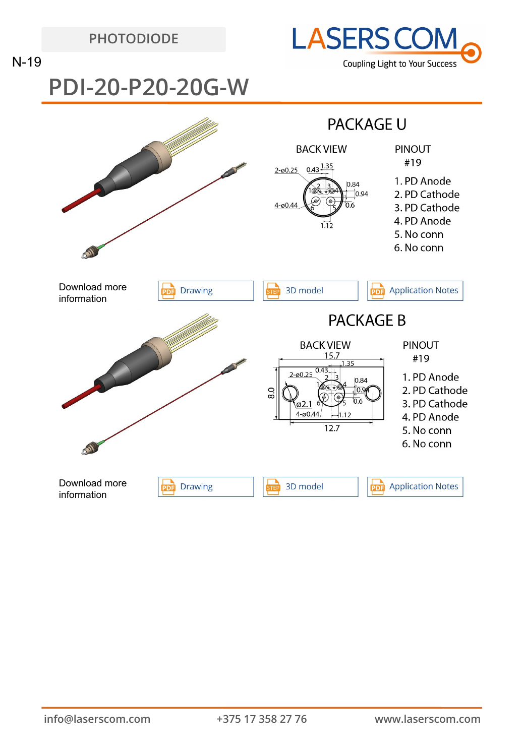PHOTODIODE

N-19

# PDI-20-P20-20G-W

## PACKAGE U

BACK VIEW

2-ø0.25 0.43 1.35 0.84 0.94 0.6 4-ø0.44 1.12

PINOUT
#19

1. PD Anode
2. PD Cathode
3. PD Cathode
4. PD Anode
5. No conn
6. No conn

Download more information

| Drawing | 3D model | Application Notes |
|---|---|---|

## PACKAGE B

BACK VIEW

15.7 1.35 2-ø0.25 0.43 0.84 0.94 0.6 8.0 ø2.1 4-ø0.44 1.12 12.7

PINOUT
#19

1. PD Anode
2. PD Cathode
3. PD Cathode
4. PD Anode
5. No conn
6. No conn

Download more information

| Drawing | 3D model | Application Notes |
|---|---|---|

info@laserscom.com +375 17 358 27 76 www.laserscom.com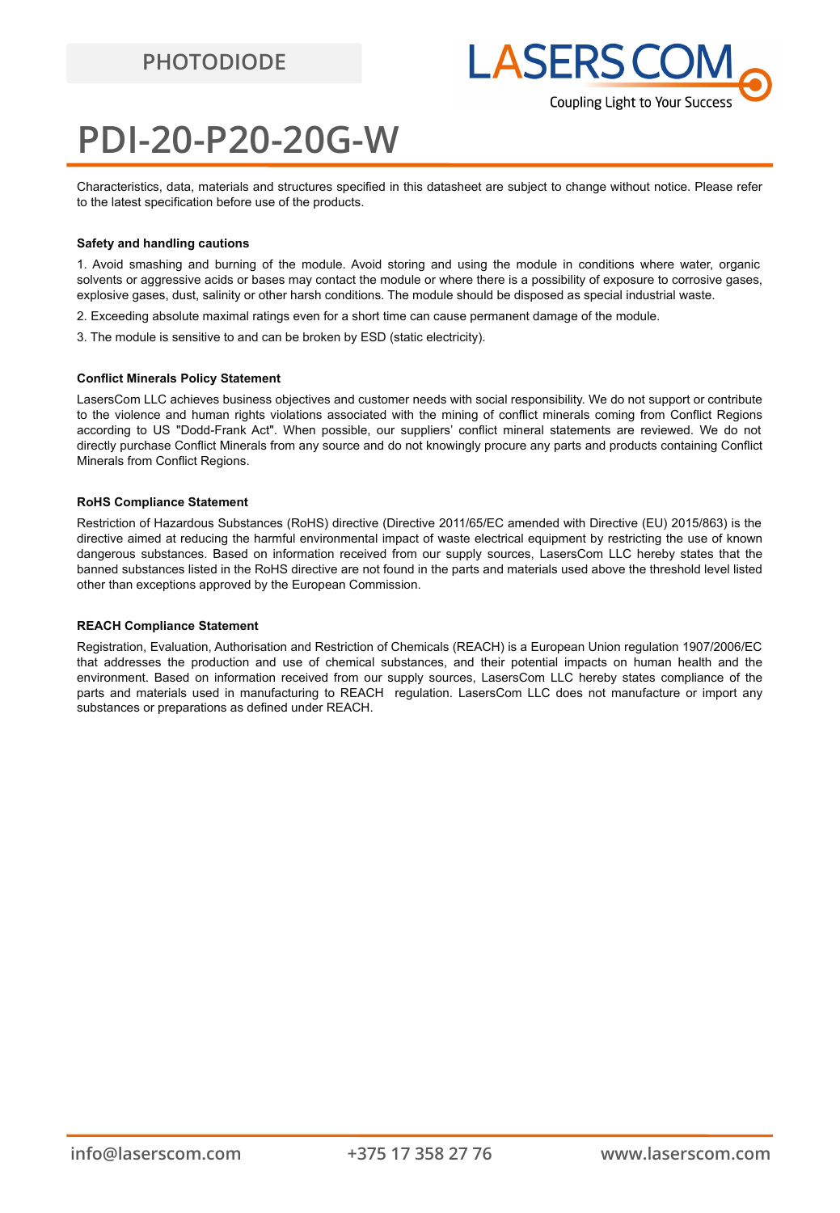# PDI-20-P20-20G-W

Characteristics, data, materials and structures specified in this datasheet are subject to change without notice. Please refer to the latest specification before use of the products.

**Safety and handling cautions**

1. Avoid smashing and burning of the module. Avoid storing and using the module in conditions where water, organic solvents or aggressive acids or bases may contact the module or where there is a possibility of exposure to corrosive gases, explosive gases, dust, salinity or other harsh conditions. The module should be disposed as special industrial waste.
2. Exceeding absolute maximal ratings even for a short time can cause permanent damage of the module.
3. The module is sensitive to and can be broken by ESD (static electricity).

**Conflict Minerals Policy Statement**

LasersCom LLC achieves business objectives and customer needs with social responsibility. We do not support or contribute to the violence and human rights violations associated with the mining of conflict minerals coming from Conflict Regions according to US "Dodd-Frank Act". When possible, our suppliers' conflict mineral statements are reviewed. We do not directly purchase Conflict Minerals from any source and do not knowingly procure any parts and products containing Conflict Minerals from Conflict Regions.

**RoHS Compliance Statement**

Restriction of Hazardous Substances (RoHS) directive (Directive 2011/65/EC amended with Directive (EU) 2015/863) is the directive aimed at reducing the harmful environmental impact of waste electrical equipment by restricting the use of known dangerous substances. Based on information received from our supply sources, LasersCom LLC hereby states that the banned substances listed in the RoHS directive are not found in the parts and materials used above the threshold level listed other than exceptions approved by the European Commission.

**REACH Compliance Statement**

Registration, Evaluation, Authorisation and Restriction of Chemicals (REACH) is a European Union regulation 1907/2006/EC that addresses the production and use of chemical substances, and their potential impacts on human health and the environment. Based on information received from our supply sources, LasersCom LLC hereby states compliance of the parts and materials used in manufacturing to REACH regulation. LasersCom LLC does not manufacture or import any substances or preparations as defined under REACH.